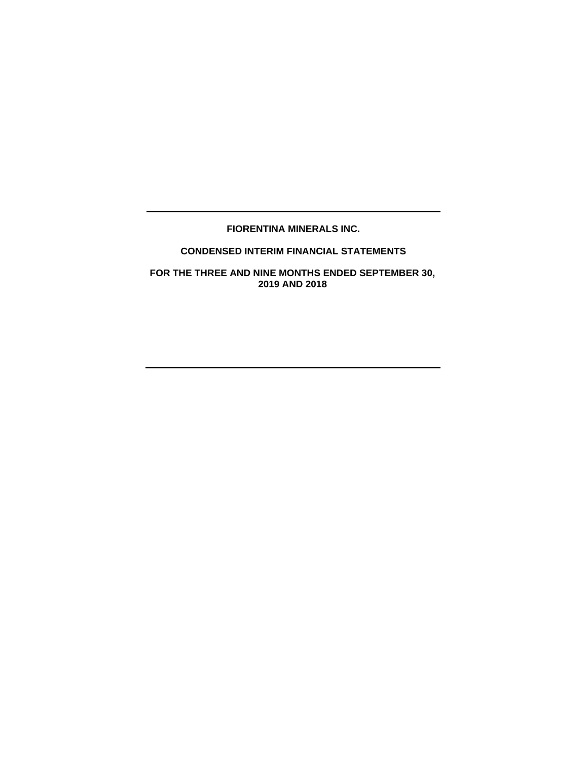**FIORENTINA MINERALS INC.**

**CONDENSED INTERIM FINANCIAL STATEMENTS**

**FOR THE THREE AND NINE MONTHS ENDED SEPTEMBER 30, 2019 AND 2018**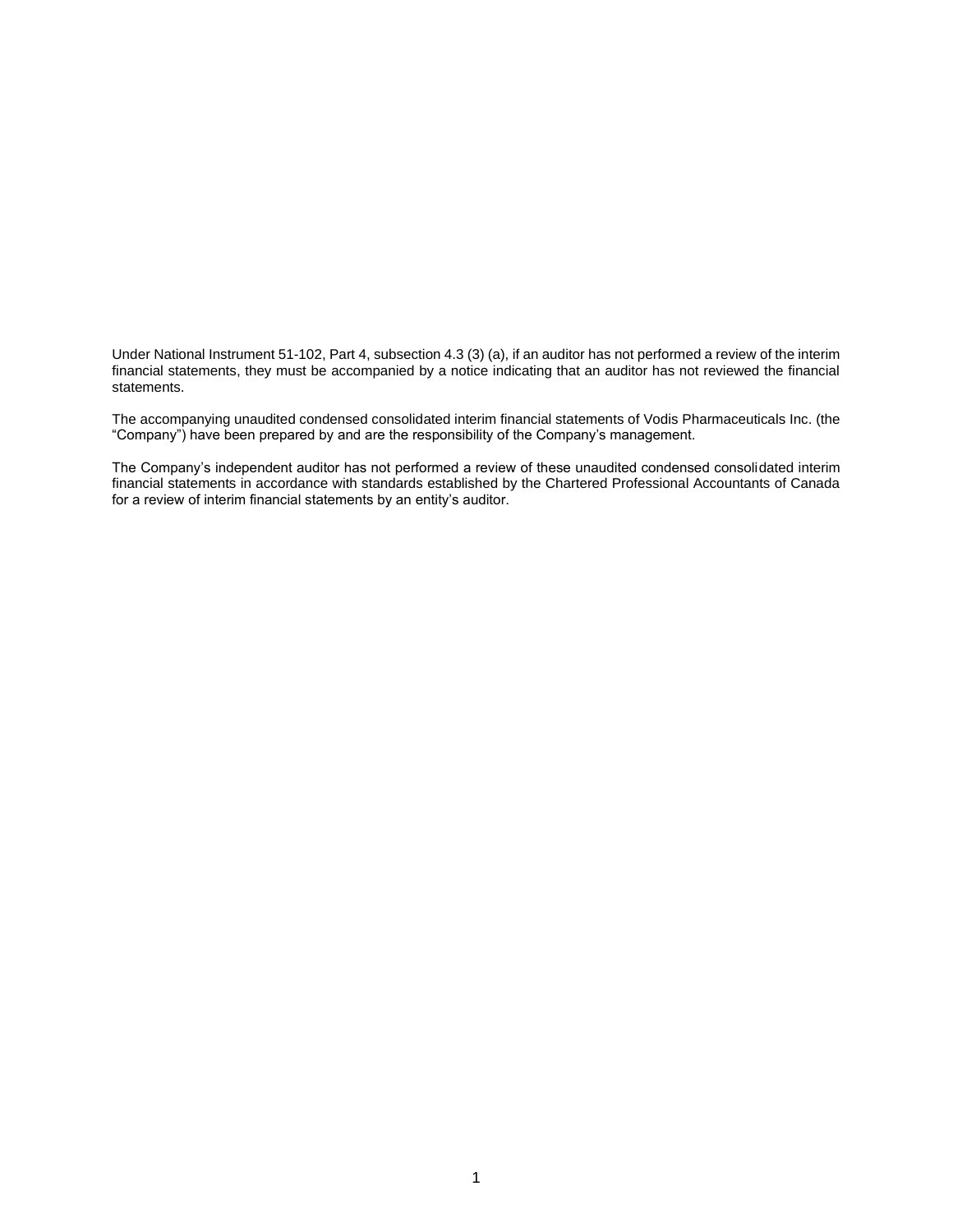Under National Instrument 51-102, Part 4, subsection 4.3 (3) (a), if an auditor has not performed a review of the interim financial statements, they must be accompanied by a notice indicating that an auditor has not reviewed the financial statements.

The accompanying unaudited condensed consolidated interim financial statements of Vodis Pharmaceuticals Inc. (the "Company") have been prepared by and are the responsibility of the Company's management.

The Company's independent auditor has not performed a review of these unaudited condensed consolidated interim financial statements in accordance with standards established by the Chartered Professional Accountants of Canada for a review of interim financial statements by an entity's auditor.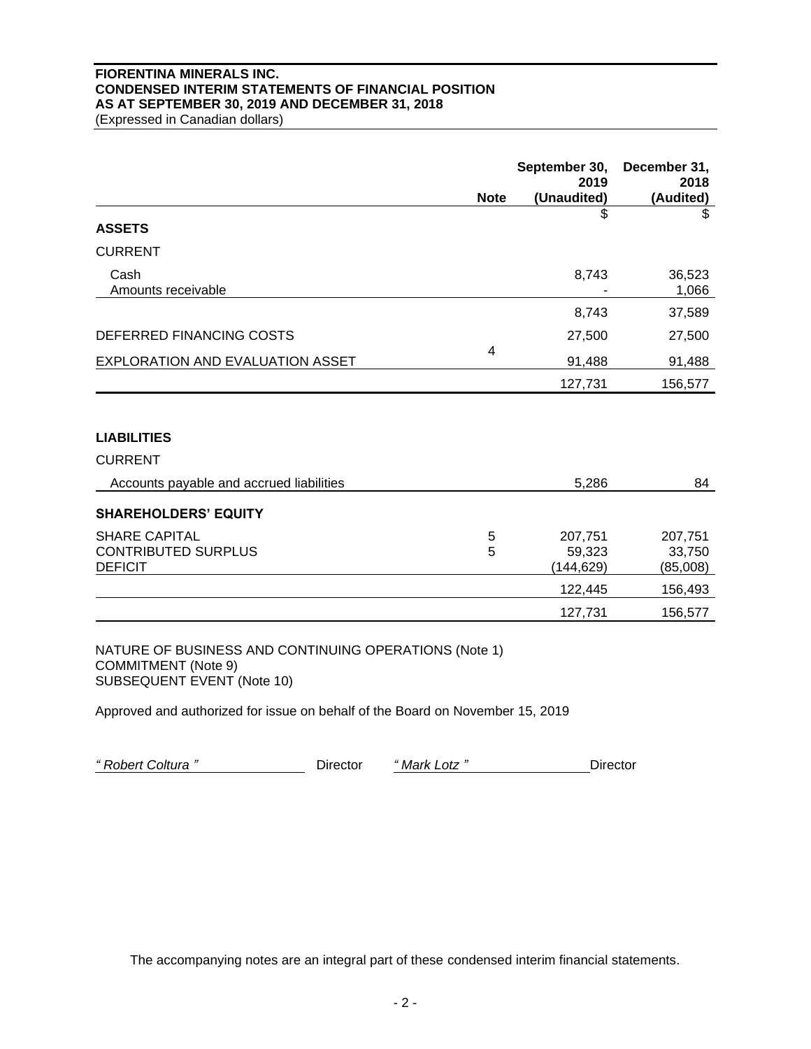**FIORENTINA MINERALS INC.**
**CONDENSED INTERIM STATEMENTS OF FINANCIAL POSITION**
**AS AT SEPTEMBER 30, 2019 AND DECEMBER 31, 2018**
(Expressed in Canadian dollars)

| | Note | September 30, 2019 (Unaudited) | December 31, 2018 (Audited) |
|---|---|---|---|
| | | $ | $ |
| **ASSETS** | | | |
| CURRENT | | | |
| Cash | | 8,743 | 36,523 |
| Amounts receivable | | - | 1,066 |
| | | 8,743 | 37,589 |
| DEFERRED FINANCING COSTS | | 27,500 | 27,500 |
| EXPLORATION AND EVALUATION ASSET | 4 | 91,488 | 91,488 |
| | | 127,731 | 156,577 |
| | | | |
| **LIABILITIES** | | | |
| CURRENT | | | |
| Accounts payable and accrued liabilities | | 5,286 | 84 |
| **SHAREHOLDERS' EQUITY** | | | |
| SHARE CAPITAL | 5 | 207,751 | 207,751 |
| CONTRIBUTED SURPLUS | 5 | 59,323 | 33,750 |
| DEFICIT | | (144,629) | (85,008) |
| | | 122,445 | 156,493 |
| | | 127,731 | 156,577 |

NATURE OF BUSINESS AND CONTINUING OPERATIONS (Note 1)
COMMITMENT (Note 9)
SUBSEQUENT EVENT (Note 10)

Approved and authorized for issue on behalf of the Board on November 15, 2019

*" Robert Coltura "* Director *" Mark Lotz "* Director

The accompanying notes are an integral part of these condensed interim financial statements.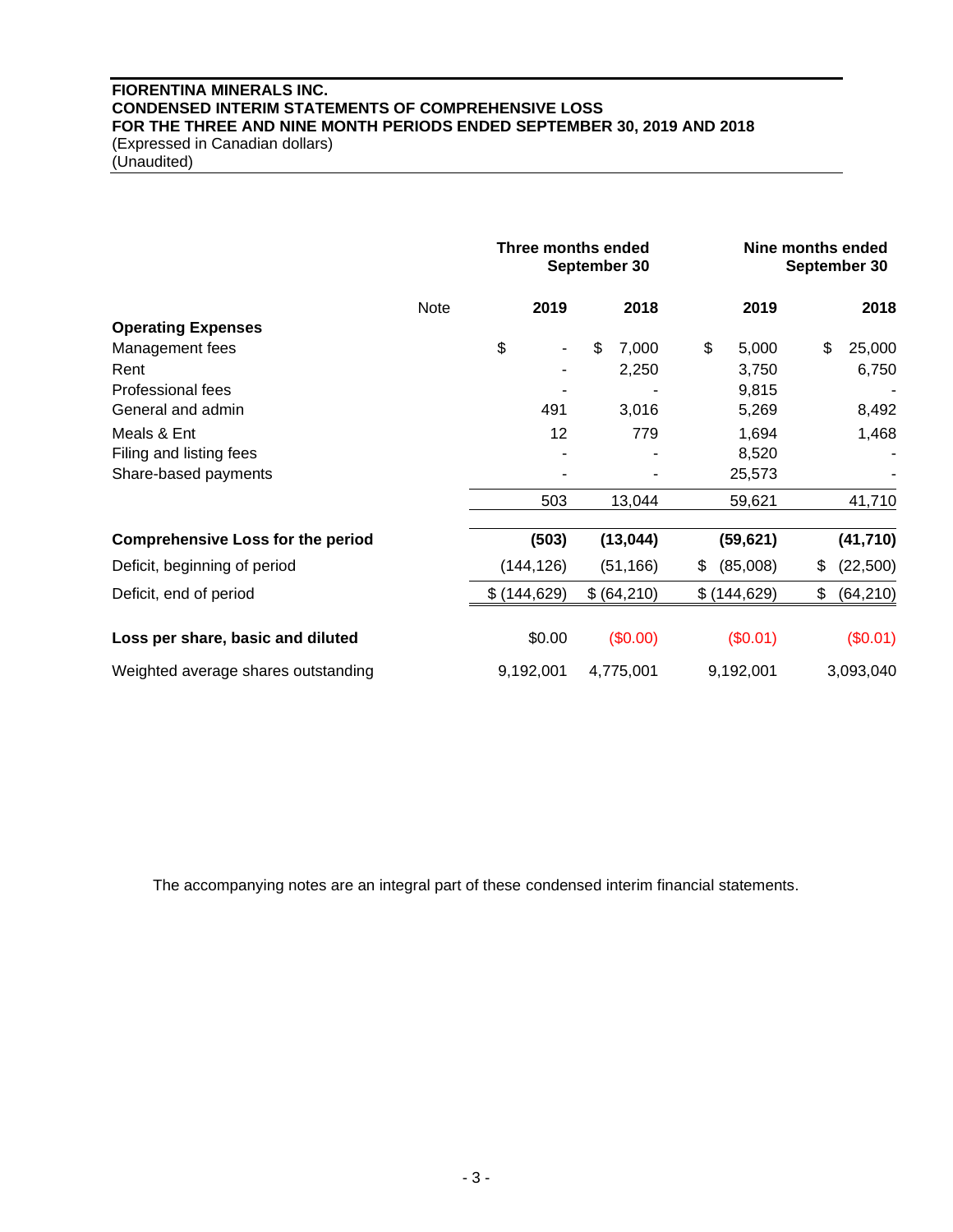**FIORENTINA MINERALS INC.**
**CONDENSED INTERIM STATEMENTS OF COMPREHENSIVE LOSS**
**FOR THE THREE AND NINE MONTH PERIODS ENDED SEPTEMBER 30, 2019 AND 2018**
(Expressed in Canadian dollars)
(Unaudited)

| | Note | Three months ended September 30 | | Nine months ended September 30 | |
|---|---|---|---|---|---|
| | | **2019** | **2018** | **2019** | **2018** |
| **Operating Expenses** | | | | | |
| Management fees | | $ - | $ 7,000 | $ 5,000 | $ 25,000 |
| Rent | | - | 2,250 | 3,750 | 6,750 |
| Professional fees | | - | - | 9,815 | - |
| General and admin | | 491 | 3,016 | 5,269 | 8,492 |
| Meals & Ent | | 12 | 779 | 1,694 | 1,468 |
| Filing and listing fees | | - | - | 8,520 | - |
| Share-based payments | | - | - | 25,573 | - |
| | | 503 | 13,044 | 59,621 | 41,710 |
| **Comprehensive Loss for the period** | | **(503)** | **(13,044)** | **(59,621)** | **(41,710)** |
| Deficit, beginning of period | | (144,126) | (51,166) | $ (85,008) | $ (22,500) |
| Deficit, end of period | | $ (144,629) | $ (64,210) | $ (144,629) | $ (64,210) |
| **Loss per share, basic and diluted** | | $0.00 | ($0.00) | ($0.01) | ($0.01) |
| Weighted average shares outstanding | | 9,192,001 | 4,775,001 | 9,192,001 | 3,093,040 |

The accompanying notes are an integral part of these condensed interim financial statements.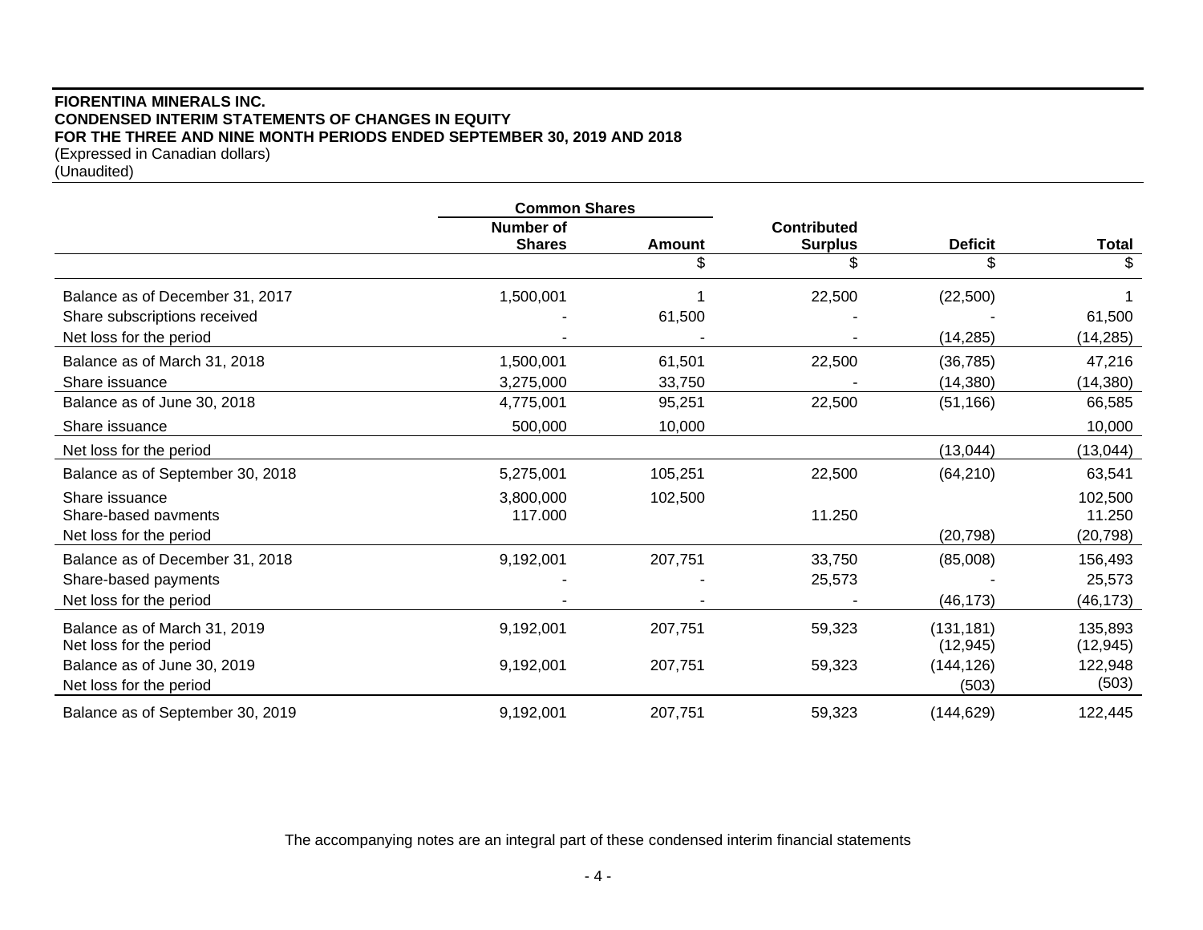**FIORENTINA MINERALS INC.**
**CONDENSED INTERIM STATEMENTS OF CHANGES IN EQUITY**
**FOR THE THREE AND NINE MONTH PERIODS ENDED SEPTEMBER 30, 2019 AND 2018**
(Expressed in Canadian dollars)
(Unaudited)

| | Common Shares | | | | |
|---|---|---|---|---|---|
| | Number of Shares | Amount | Contributed Surplus | Deficit | Total |
| | | $ | $ | $ | $ |
| Balance as of December 31, 2017 | 1,500,001 | 1 | 22,500 | (22,500) | 1 |
| Share subscriptions received | - | 61,500 | - | - | 61,500 |
| Net loss for the period | - | - | - | (14,285) | (14,285) |
| Balance as of March 31, 2018 | 1,500,001 | 61,501 | 22,500 | (36,785) | 47,216 |
| Share issuance | 3,275,000 | 33,750 | - | (14,380) | (14,380) |
| Balance as of June 30, 2018 | 4,775,001 | 95,251 | 22,500 | (51,166) | 66,585 |
| Share issuance | 500,000 | 10,000 | | | 10,000 |
| Net loss for the period | | | | (13,044) | (13,044) |
| Balance as of September 30, 2018 | 5,275,001 | 105,251 | 22,500 | (64,210) | 63,541 |
| Share issuance | 3,800,000 | 102,500 | | | 102,500 |
| Share-based payments | 117,000 | | 11,250 | | 11,250 |
| Net loss for the period | | | | (20,798) | (20,798) |
| Balance as of December 31, 2018 | 9,192,001 | 207,751 | 33,750 | (85,008) | 156,493 |
| Share-based payments | - | - | 25,573 | - | 25,573 |
| Net loss for the period | - | - | - | (46,173) | (46,173) |
| Balance as of March 31, 2019 | 9,192,001 | 207,751 | 59,323 | (131,181) | 135,893 |
| Net loss for the period | | | | (12,945) | (12,945) |
| Balance as of June 30, 2019 | 9,192,001 | 207,751 | 59,323 | (144,126) | 122,948 |
| Net loss for the period | | | | (503) | (503) |
| Balance as of September 30, 2019 | 9,192,001 | 207,751 | 59,323 | (144,629) | 122,445 |

The accompanying notes are an integral part of these condensed interim financial statements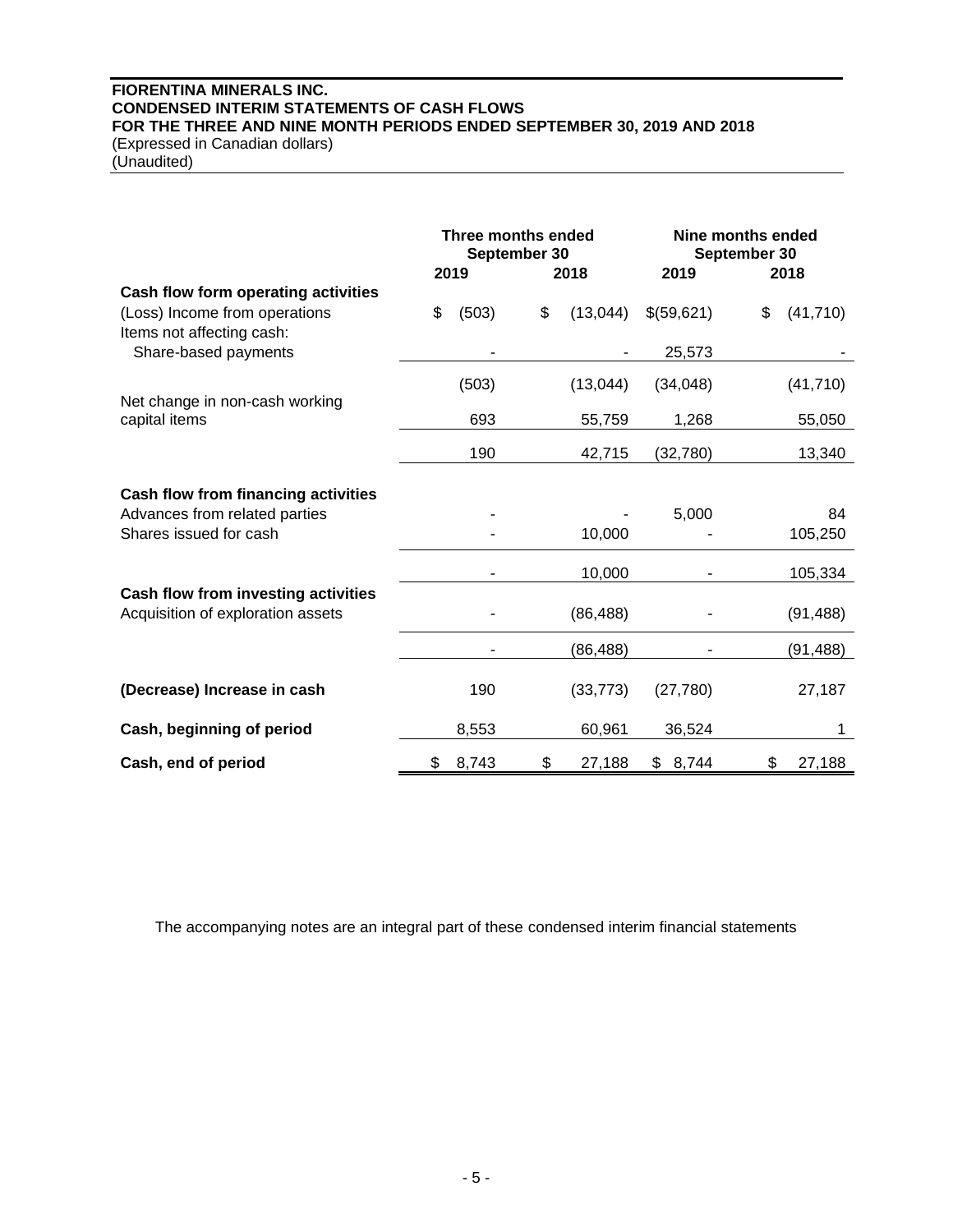**FIORENTINA MINERALS INC.**
**CONDENSED INTERIM STATEMENTS OF CASH FLOWS**
**FOR THE THREE AND NINE MONTH PERIODS ENDED SEPTEMBER 30, 2019 AND 2018**
(Expressed in Canadian dollars)
(Unaudited)

| | Three months ended September 30 | | Nine months ended September 30 | |
|---|---|---|---|---|
| | 2019 | 2018 | 2019 | 2018 |
| **Cash flow form operating activities** | | | | |
| (Loss) Income from operations | $ (503) | $ (13,044) | $(59,621) | $ (41,710) |
| Items not affecting cash: | | | | |
| Share-based payments | - | - | 25,573 | - |
| | (503) | (13,044) | (34,048) | (41,710) |
| Net change in non-cash working capital items | 693 | 55,759 | 1,268 | 55,050 |
| | 190 | 42,715 | (32,780) | 13,340 |
| **Cash flow from financing activities** | | | | |
| Advances from related parties | - | - | 5,000 | 84 |
| Shares issued for cash | - | 10,000 | - | 105,250 |
| | - | 10,000 | - | 105,334 |
| **Cash flow from investing activities** | | | | |
| Acquisition of exploration assets | - | (86,488) | - | (91,488) |
| | - | (86,488) | - | (91,488) |
| **(Decrease) Increase in cash** | 190 | (33,773) | (27,780) | 27,187 |
| **Cash, beginning of period** | 8,553 | 60,961 | 36,524 | 1 |
| **Cash, end of period** | $ 8,743 | $ 27,188 | $ 8,744 | $ 27,188 |

The accompanying notes are an integral part of these condensed interim financial statements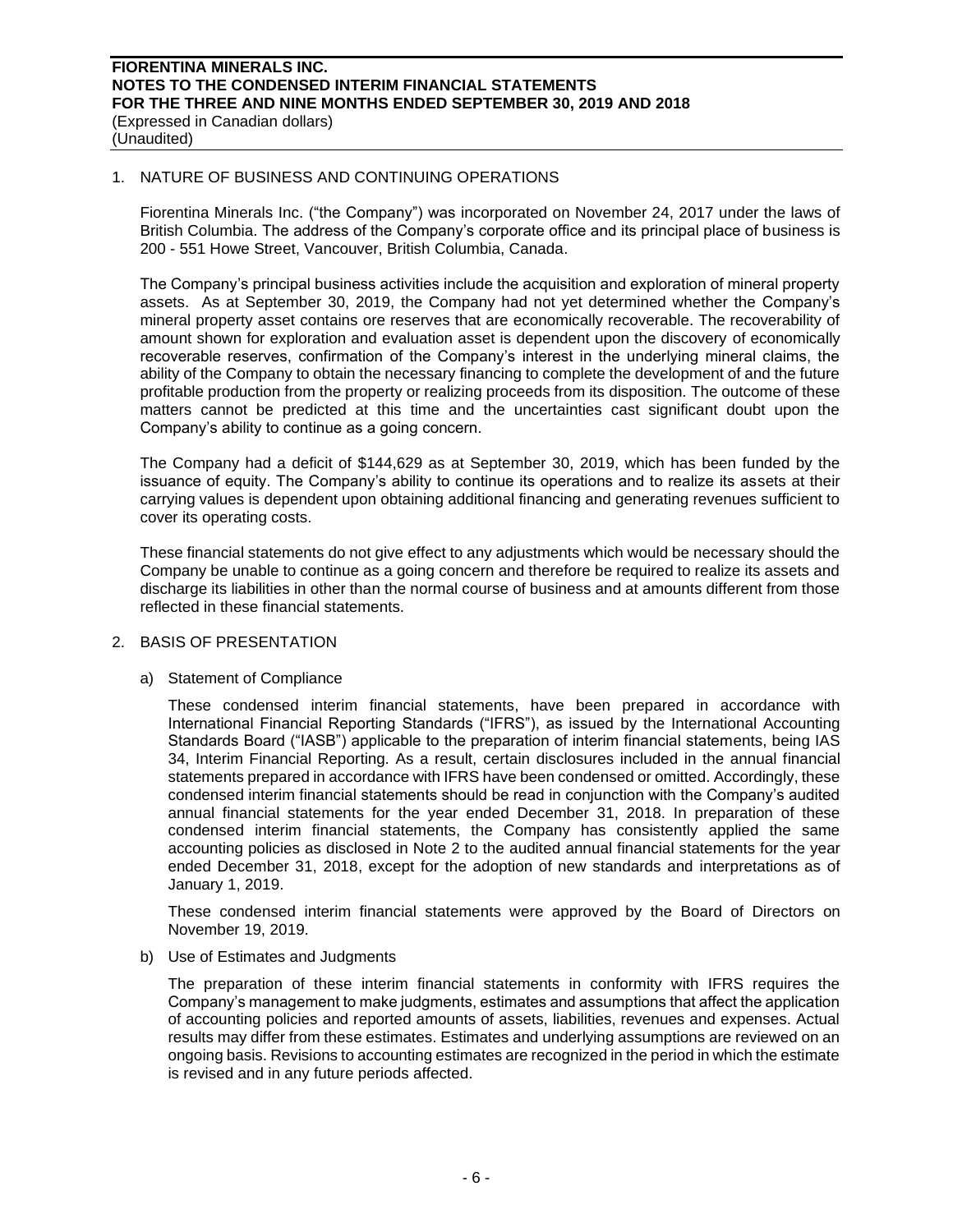## 1. NATURE OF BUSINESS AND CONTINUING OPERATIONS

Fiorentina Minerals Inc. ("the Company") was incorporated on November 24, 2017 under the laws of British Columbia. The address of the Company's corporate office and its principal place of business is 200 - 551 Howe Street, Vancouver, British Columbia, Canada.

The Company's principal business activities include the acquisition and exploration of mineral property assets. As at September 30, 2019, the Company had not yet determined whether the Company's mineral property asset contains ore reserves that are economically recoverable. The recoverability of amount shown for exploration and evaluation asset is dependent upon the discovery of economically recoverable reserves, confirmation of the Company's interest in the underlying mineral claims, the ability of the Company to obtain the necessary financing to complete the development of and the future profitable production from the property or realizing proceeds from its disposition. The outcome of these matters cannot be predicted at this time and the uncertainties cast significant doubt upon the Company's ability to continue as a going concern.

The Company had a deficit of $144,629 as at September 30, 2019, which has been funded by the issuance of equity. The Company's ability to continue its operations and to realize its assets at their carrying values is dependent upon obtaining additional financing and generating revenues sufficient to cover its operating costs.

These financial statements do not give effect to any adjustments which would be necessary should the Company be unable to continue as a going concern and therefore be required to realize its assets and discharge its liabilities in other than the normal course of business and at amounts different from those reflected in these financial statements.

## 2. BASIS OF PRESENTATION

### a) Statement of Compliance

These condensed interim financial statements, have been prepared in accordance with International Financial Reporting Standards ("IFRS"), as issued by the International Accounting Standards Board ("IASB") applicable to the preparation of interim financial statements, being IAS 34, Interim Financial Reporting. As a result, certain disclosures included in the annual financial statements prepared in accordance with IFRS have been condensed or omitted. Accordingly, these condensed interim financial statements should be read in conjunction with the Company's audited annual financial statements for the year ended December 31, 2018. In preparation of these condensed interim financial statements, the Company has consistently applied the same accounting policies as disclosed in Note 2 to the audited annual financial statements for the year ended December 31, 2018, except for the adoption of new standards and interpretations as of January 1, 2019.

These condensed interim financial statements were approved by the Board of Directors on November 19, 2019.

### b) Use of Estimates and Judgments

The preparation of these interim financial statements in conformity with IFRS requires the Company's management to make judgments, estimates and assumptions that affect the application of accounting policies and reported amounts of assets, liabilities, revenues and expenses. Actual results may differ from these estimates. Estimates and underlying assumptions are reviewed on an ongoing basis. Revisions to accounting estimates are recognized in the period in which the estimate is revised and in any future periods affected.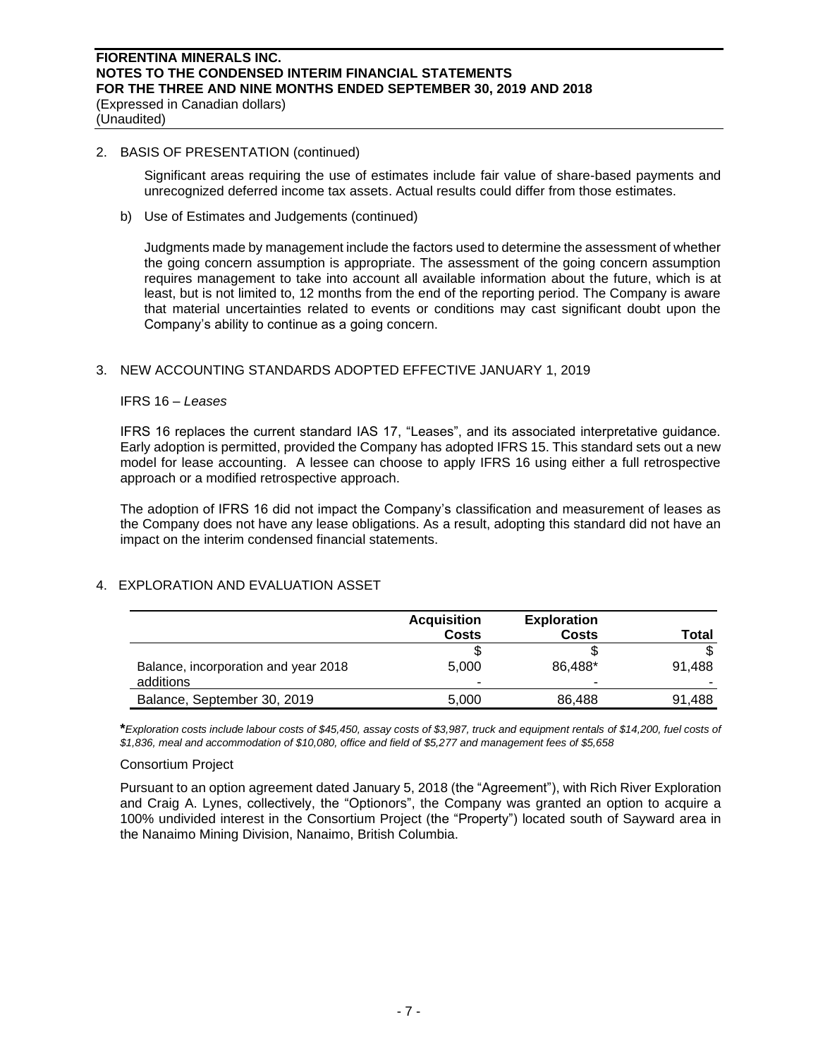2. BASIS OF PRESENTATION (continued)

Significant areas requiring the use of estimates include fair value of share-based payments and unrecognized deferred income tax assets. Actual results could differ from those estimates.

b) Use of Estimates and Judgements (continued)

Judgments made by management include the factors used to determine the assessment of whether the going concern assumption is appropriate. The assessment of the going concern assumption requires management to take into account all available information about the future, which is at least, but is not limited to, 12 months from the end of the reporting period. The Company is aware that material uncertainties related to events or conditions may cast significant doubt upon the Company's ability to continue as a going concern.

3. NEW ACCOUNTING STANDARDS ADOPTED EFFECTIVE JANUARY 1, 2019

IFRS 16 – *Leases*

IFRS 16 replaces the current standard IAS 17, "Leases", and its associated interpretative guidance. Early adoption is permitted, provided the Company has adopted IFRS 15. This standard sets out a new model for lease accounting. A lessee can choose to apply IFRS 16 using either a full retrospective approach or a modified retrospective approach.

The adoption of IFRS 16 did not impact the Company's classification and measurement of leases as the Company does not have any lease obligations. As a result, adopting this standard did not have an impact on the interim condensed financial statements.

4. EXPLORATION AND EVALUATION ASSET

| | **Acquisition Costs** | **Exploration Costs** | **Total** |
|---|---|---|---|
| | $ | $ | $ |
| Balance, incorporation and year 2018 | 5,000 | 86,488* | 91,488 |
| additions | - | - | - |
| Balance, September 30, 2019 | 5,000 | 86,488 | 91,488 |

***Exploration costs include labour costs of $45,450, assay costs of $3,987, truck and equipment rentals of $14,200, fuel costs of $1,836, meal and accommodation of $10,080, office and field of $5,277 and management fees of $5,658*

Consortium Project

Pursuant to an option agreement dated January 5, 2018 (the "Agreement"), with Rich River Exploration and Craig A. Lynes, collectively, the "Optionors", the Company was granted an option to acquire a 100% undivided interest in the Consortium Project (the "Property") located south of Sayward area in the Nanaimo Mining Division, Nanaimo, British Columbia.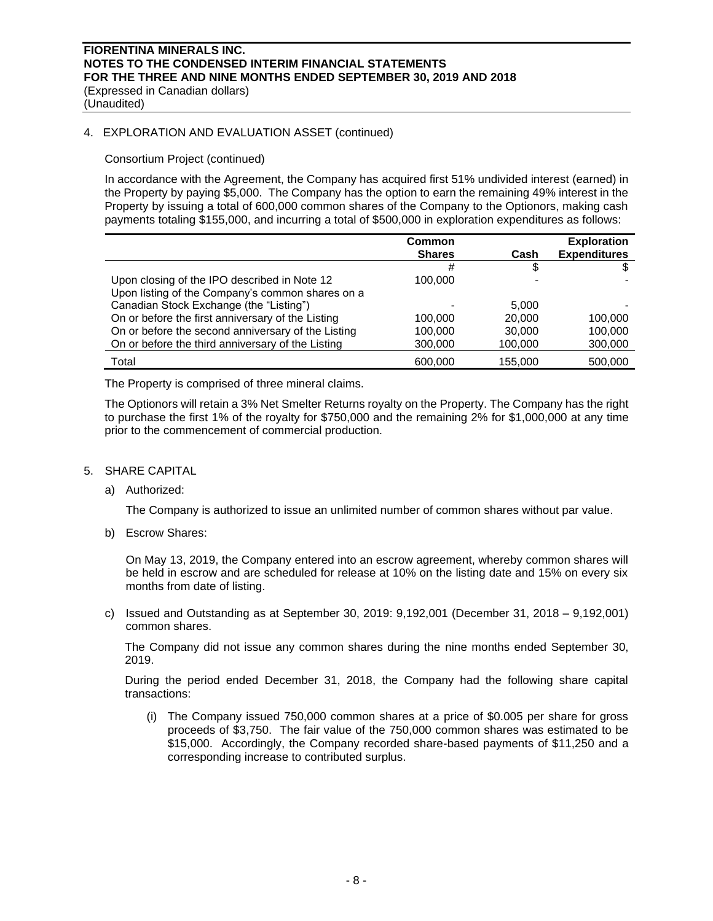## 4. EXPLORATION AND EVALUATION ASSET (continued)

Consortium Project (continued)

In accordance with the Agreement, the Company has acquired first 51% undivided interest (earned) in the Property by paying \$5,000. The Company has the option to earn the remaining 49% interest in the Property by issuing a total of 600,000 common shares of the Company to the Optionors, making cash payments totaling \$155,000, and incurring a total of \$500,000 in exploration expenditures as follows:

| | Common Shares | Cash | Exploration Expenditures |
|---|---|---|---|
| | # | \$ | \$ |
| Upon closing of the IPO described in Note 12 | 100,000 | - | - |
| Upon listing of the Company's common shares on a Canadian Stock Exchange (the "Listing") | - | 5,000 | - |
| On or before the first anniversary of the Listing | 100,000 | 20,000 | 100,000 |
| On or before the second anniversary of the Listing | 100,000 | 30,000 | 100,000 |
| On or before the third anniversary of the Listing | 300,000 | 100,000 | 300,000 |
| Total | 600,000 | 155,000 | 500,000 |

The Property is comprised of three mineral claims.

The Optionors will retain a 3% Net Smelter Returns royalty on the Property. The Company has the right to purchase the first 1% of the royalty for \$750,000 and the remaining 2% for \$1,000,000 at any time prior to the commencement of commercial production.

## 5. SHARE CAPITAL

a) Authorized:

The Company is authorized to issue an unlimited number of common shares without par value.

b) Escrow Shares:

On May 13, 2019, the Company entered into an escrow agreement, whereby common shares will be held in escrow and are scheduled for release at 10% on the listing date and 15% on every six months from date of listing.

c) Issued and Outstanding as at September 30, 2019: 9,192,001 (December 31, 2018 – 9,192,001) common shares.

The Company did not issue any common shares during the nine months ended September 30, 2019.

During the period ended December 31, 2018, the Company had the following share capital transactions:

(i) The Company issued 750,000 common shares at a price of \$0.005 per share for gross proceeds of \$3,750. The fair value of the 750,000 common shares was estimated to be \$15,000. Accordingly, the Company recorded share-based payments of \$11,250 and a corresponding increase to contributed surplus.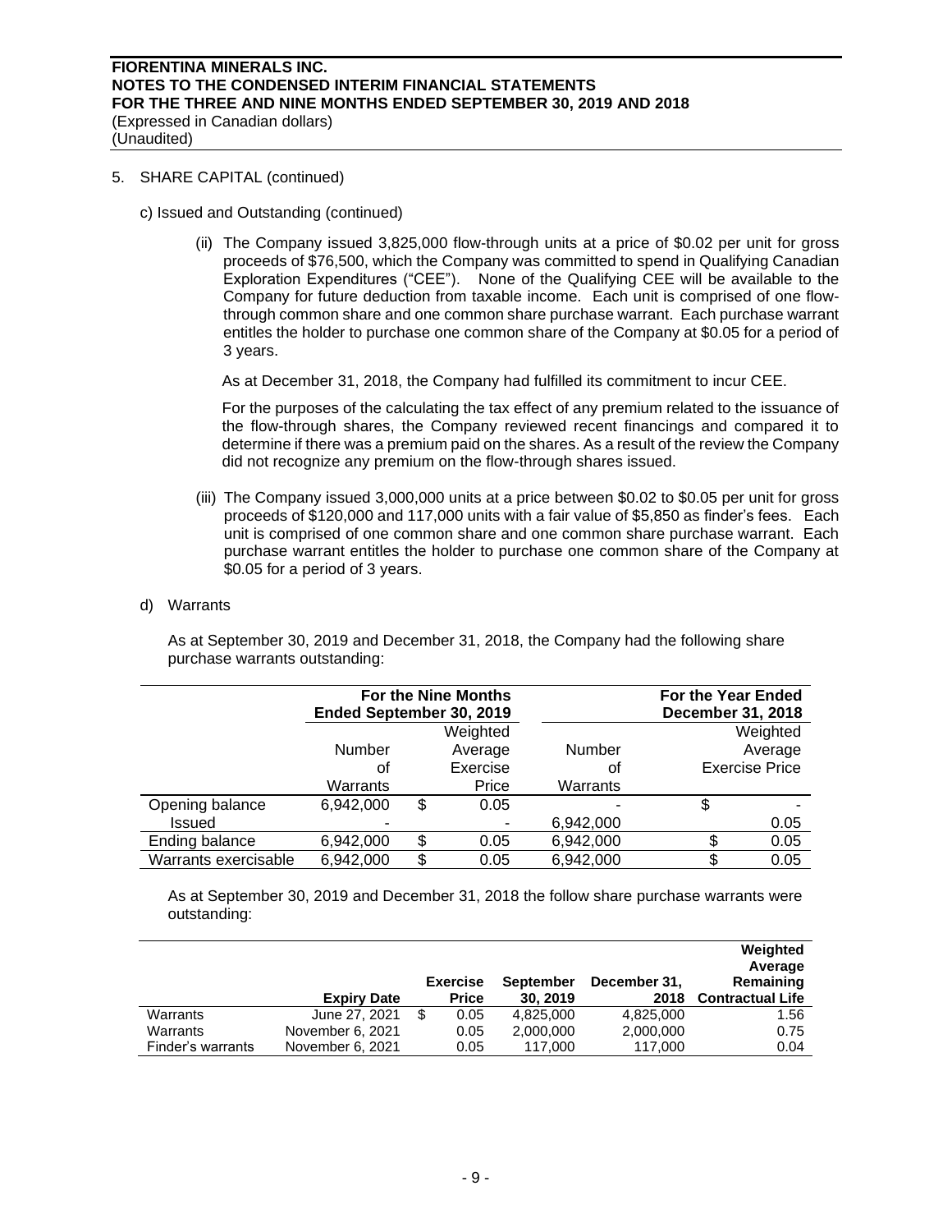5. SHARE CAPITAL (continued)

c) Issued and Outstanding (continued)

(ii) The Company issued 3,825,000 flow-through units at a price of $0.02 per unit for gross proceeds of $76,500, which the Company was committed to spend in Qualifying Canadian Exploration Expenditures ("CEE"). None of the Qualifying CEE will be available to the Company for future deduction from taxable income. Each unit is comprised of one flow-through common share and one common share purchase warrant. Each purchase warrant entitles the holder to purchase one common share of the Company at $0.05 for a period of 3 years.

As at December 31, 2018, the Company had fulfilled its commitment to incur CEE.

For the purposes of the calculating the tax effect of any premium related to the issuance of the flow-through shares, the Company reviewed recent financings and compared it to determine if there was a premium paid on the shares. As a result of the review the Company did not recognize any premium on the flow-through shares issued.

(iii) The Company issued 3,000,000 units at a price between $0.02 to $0.05 per unit for gross proceeds of $120,000 and 117,000 units with a fair value of $5,850 as finder's fees. Each unit is comprised of one common share and one common share purchase warrant. Each purchase warrant entitles the holder to purchase one common share of the Company at $0.05 for a period of 3 years.

d) Warrants

As at September 30, 2019 and December 31, 2018, the Company had the following share purchase warrants outstanding:

| | For the Nine Months Ended September 30, 2019 | | For the Year Ended December 31, 2018 | |
|---|---|---|---|---|
| | Number of Warrants | Weighted Average Exercise Price | Number of Warrants | Weighted Average Exercise Price |
| Opening balance | 6,942,000 | $ 0.05 | - | $ - |
| Issued | - | - | 6,942,000 | 0.05 |
| Ending balance | 6,942,000 | $ 0.05 | 6,942,000 | $ 0.05 |
| Warrants exercisable | 6,942,000 | $ 0.05 | 6,942,000 | $ 0.05 |

As at September 30, 2019 and December 31, 2018 the follow share purchase warrants were outstanding:

| | Expiry Date | Exercise Price | September 30, 2019 | December 31, 2018 | Weighted Average Remaining Contractual Life |
|---|---|---|---|---|---|
| Warrants | June 27, 2021 | $ 0.05 | 4,825,000 | 4,825,000 | 1.56 |
| Warrants | November 6, 2021 | 0.05 | 2,000,000 | 2,000,000 | 0.75 |
| Finder's warrants | November 6, 2021 | 0.05 | 117,000 | 117,000 | 0.04 |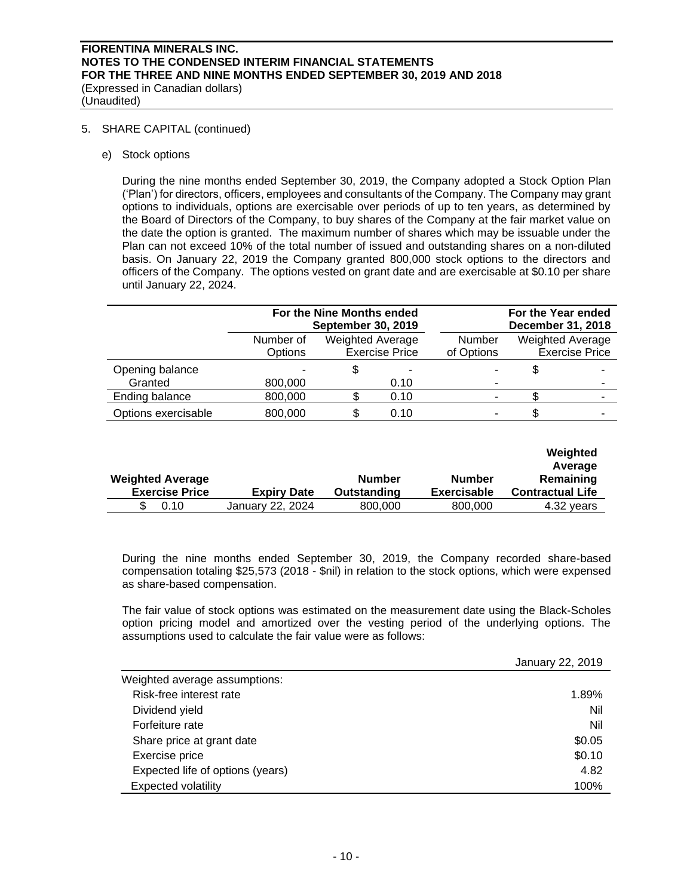5. SHARE CAPITAL (continued)

e) Stock options

During the nine months ended September 30, 2019, the Company adopted a Stock Option Plan ('Plan') for directors, officers, employees and consultants of the Company. The Company may grant options to individuals, options are exercisable over periods of up to ten years, as determined by the Board of Directors of the Company, to buy shares of the Company at the fair market value on the date the option is granted. The maximum number of shares which may be issuable under the Plan can not exceed 10% of the total number of issued and outstanding shares on a non-diluted basis. On January 22, 2019 the Company granted 800,000 stock options to the directors and officers of the Company. The options vested on grant date and are exercisable at $0.10 per share until January 22, 2024.

| | For the Nine Months ended September 30, 2019 | | For the Year ended December 31, 2018 | |
|---|---|---|---|---|
| | Number of Options | Weighted Average Exercise Price | Number of Options | Weighted Average Exercise Price |
| Opening balance | - | $ - | - | $ - |
| Granted | 800,000 | 0.10 | - | - |
| Ending balance | 800,000 | $ 0.10 | - | $ - |
| Options exercisable | 800,000 | $ 0.10 | - | $ - |

| Weighted Average Exercise Price | Expiry Date | Number Outstanding | Number Exercisable | Weighted Average Remaining Contractual Life |
|---|---|---|---|---|
| $ 0.10 | January 22, 2024 | 800,000 | 800,000 | 4.32 years |

During the nine months ended September 30, 2019, the Company recorded share-based compensation totaling $25,573 (2018 - $nil) in relation to the stock options, which were expensed as share-based compensation.

The fair value of stock options was estimated on the measurement date using the Black-Scholes option pricing model and amortized over the vesting period of the underlying options. The assumptions used to calculate the fair value were as follows:

| | January 22, 2019 |
|---|---|
| Weighted average assumptions: | |
| Risk-free interest rate | 1.89% |
| Dividend yield | Nil |
| Forfeiture rate | Nil |
| Share price at grant date | $0.05 |
| Exercise price | $0.10 |
| Expected life of options (years) | 4.82 |
| Expected volatility | 100% |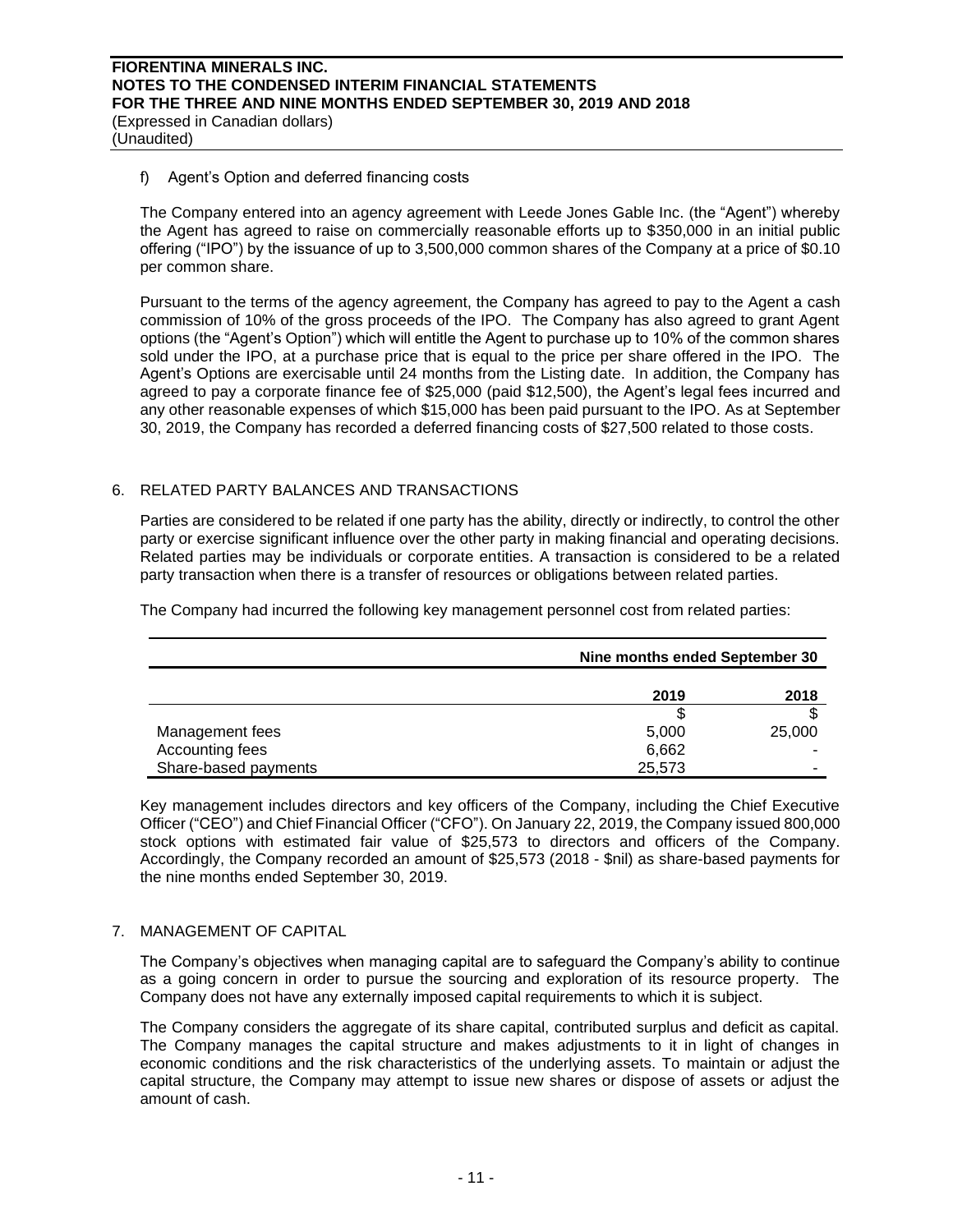f) Agent's Option and deferred financing costs

The Company entered into an agency agreement with Leede Jones Gable Inc. (the "Agent") whereby the Agent has agreed to raise on commercially reasonable efforts up to \$350,000 in an initial public offering ("IPO") by the issuance of up to 3,500,000 common shares of the Company at a price of \$0.10 per common share.

Pursuant to the terms of the agency agreement, the Company has agreed to pay to the Agent a cash commission of 10% of the gross proceeds of the IPO. The Company has also agreed to grant Agent options (the "Agent's Option") which will entitle the Agent to purchase up to 10% of the common shares sold under the IPO, at a purchase price that is equal to the price per share offered in the IPO. The Agent's Options are exercisable until 24 months from the Listing date. In addition, the Company has agreed to pay a corporate finance fee of \$25,000 (paid \$12,500), the Agent's legal fees incurred and any other reasonable expenses of which \$15,000 has been paid pursuant to the IPO. As at September 30, 2019, the Company has recorded a deferred financing costs of \$27,500 related to those costs.

## 6. RELATED PARTY BALANCES AND TRANSACTIONS

Parties are considered to be related if one party has the ability, directly or indirectly, to control the other party or exercise significant influence over the other party in making financial and operating decisions. Related parties may be individuals or corporate entities. A transaction is considered to be a related party transaction when there is a transfer of resources or obligations between related parties.

The Company had incurred the following key management personnel cost from related parties:

| | Nine months ended September 30 | |
|---|---|---|
| | 2019 | 2018 |
| | \$ | \$ |
| Management fees | 5,000 | 25,000 |
| Accounting fees | 6,662 | - |
| Share-based payments | 25,573 | - |

Key management includes directors and key officers of the Company, including the Chief Executive Officer ("CEO") and Chief Financial Officer ("CFO"). On January 22, 2019, the Company issued 800,000 stock options with estimated fair value of \$25,573 to directors and officers of the Company. Accordingly, the Company recorded an amount of \$25,573 (2018 - \$nil) as share-based payments for the nine months ended September 30, 2019.

## 7. MANAGEMENT OF CAPITAL

The Company's objectives when managing capital are to safeguard the Company's ability to continue as a going concern in order to pursue the sourcing and exploration of its resource property. The Company does not have any externally imposed capital requirements to which it is subject.

The Company considers the aggregate of its share capital, contributed surplus and deficit as capital. The Company manages the capital structure and makes adjustments to it in light of changes in economic conditions and the risk characteristics of the underlying assets. To maintain or adjust the capital structure, the Company may attempt to issue new shares or dispose of assets or adjust the amount of cash.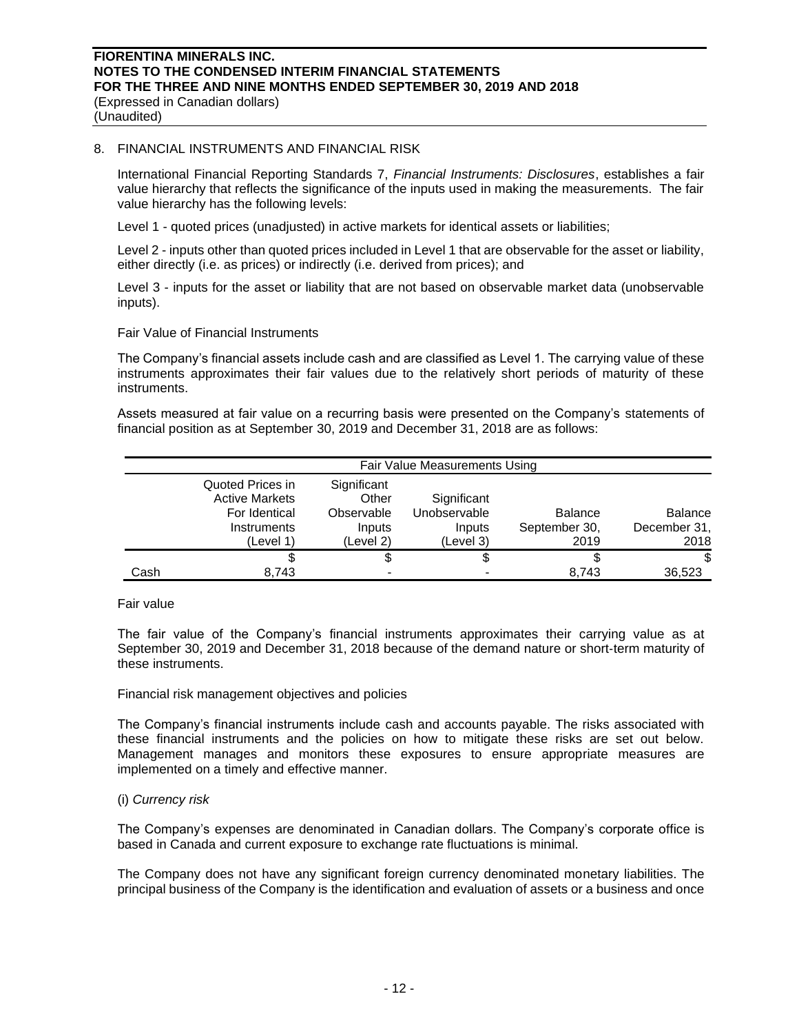## 8. FINANCIAL INSTRUMENTS AND FINANCIAL RISK

International Financial Reporting Standards 7, *Financial Instruments: Disclosures*, establishes a fair value hierarchy that reflects the significance of the inputs used in making the measurements. The fair value hierarchy has the following levels:

Level 1 - quoted prices (unadjusted) in active markets for identical assets or liabilities;

Level 2 - inputs other than quoted prices included in Level 1 that are observable for the asset or liability, either directly (i.e. as prices) or indirectly (i.e. derived from prices); and

Level 3 - inputs for the asset or liability that are not based on observable market data (unobservable inputs).

Fair Value of Financial Instruments

The Company's financial assets include cash and are classified as Level 1. The carrying value of these instruments approximates their fair values due to the relatively short periods of maturity of these instruments.

Assets measured at fair value on a recurring basis were presented on the Company's statements of financial position as at September 30, 2019 and December 31, 2018 are as follows:

| | Fair Value Measurements Using | | | | |
|---|---|---|---|---|---|
| | Quoted Prices in Active Markets For Identical Instruments (Level 1) | Significant Other Observable Inputs (Level 2) | Significant Unobservable Inputs (Level 3) | Balance September 30, 2019 | Balance December 31, 2018 |
| | $ | $ | $ | $ | $ |
| Cash | 8,743 | - | - | 8,743 | 36,523 |

Fair value

The fair value of the Company's financial instruments approximates their carrying value as at September 30, 2019 and December 31, 2018 because of the demand nature or short-term maturity of these instruments.

Financial risk management objectives and policies

The Company's financial instruments include cash and accounts payable. The risks associated with these financial instruments and the policies on how to mitigate these risks are set out below. Management manages and monitors these exposures to ensure appropriate measures are implemented on a timely and effective manner.

(i) *Currency risk*

The Company's expenses are denominated in Canadian dollars. The Company's corporate office is based in Canada and current exposure to exchange rate fluctuations is minimal.

The Company does not have any significant foreign currency denominated monetary liabilities. The principal business of the Company is the identification and evaluation of assets or a business and once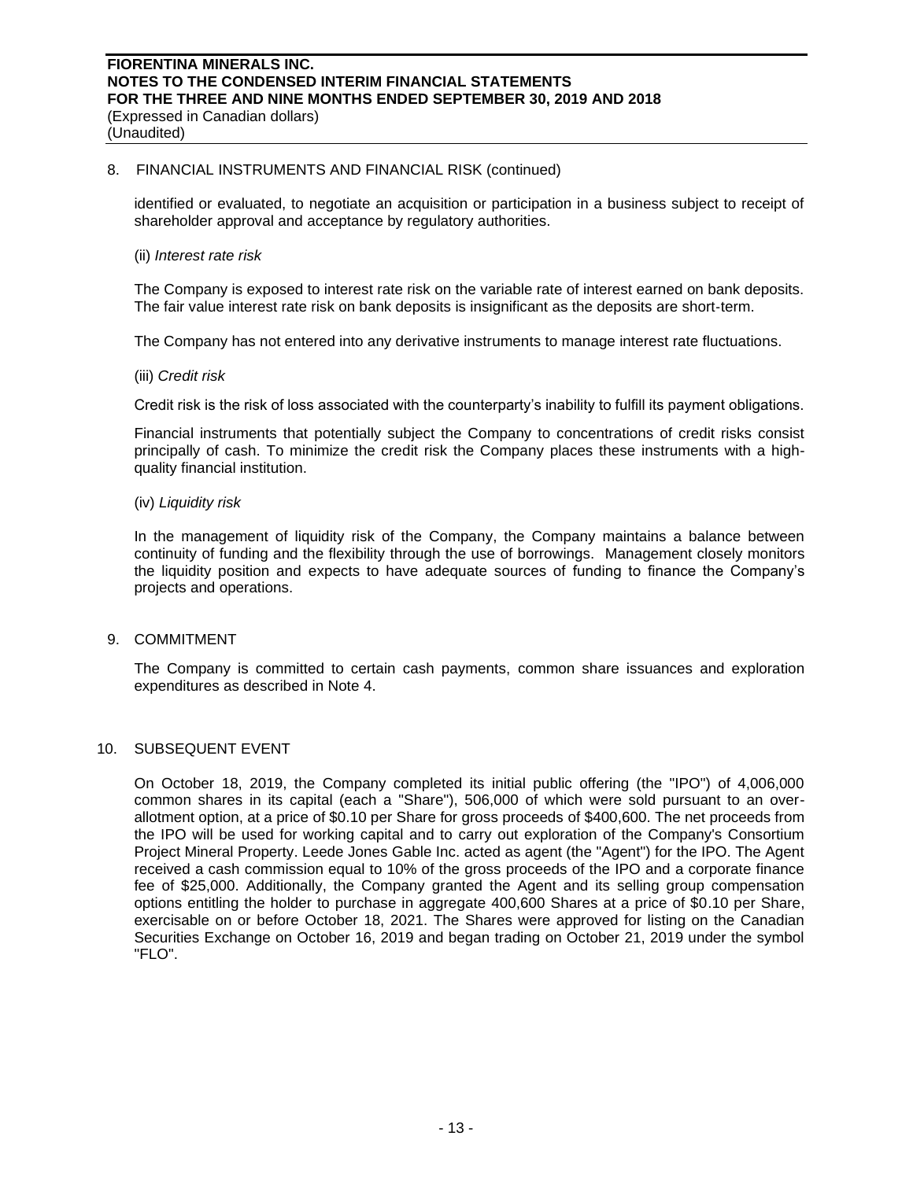8. FINANCIAL INSTRUMENTS AND FINANCIAL RISK (continued)

identified or evaluated, to negotiate an acquisition or participation in a business subject to receipt of shareholder approval and acceptance by regulatory authorities.

(ii) *Interest rate risk*

The Company is exposed to interest rate risk on the variable rate of interest earned on bank deposits. The fair value interest rate risk on bank deposits is insignificant as the deposits are short-term.

The Company has not entered into any derivative instruments to manage interest rate fluctuations.

(iii) *Credit risk*

Credit risk is the risk of loss associated with the counterparty's inability to fulfill its payment obligations.

Financial instruments that potentially subject the Company to concentrations of credit risks consist principally of cash. To minimize the credit risk the Company places these instruments with a high-quality financial institution.

(iv) *Liquidity risk*

In the management of liquidity risk of the Company, the Company maintains a balance between continuity of funding and the flexibility through the use of borrowings. Management closely monitors the liquidity position and expects to have adequate sources of funding to finance the Company's projects and operations.

## 9. COMMITMENT

The Company is committed to certain cash payments, common share issuances and exploration expenditures as described in Note 4.

## 10. SUBSEQUENT EVENT

On October 18, 2019, the Company completed its initial public offering (the "IPO") of 4,006,000 common shares in its capital (each a "Share"), 506,000 of which were sold pursuant to an over-allotment option, at a price of $0.10 per Share for gross proceeds of $400,600. The net proceeds from the IPO will be used for working capital and to carry out exploration of the Company's Consortium Project Mineral Property. Leede Jones Gable Inc. acted as agent (the "Agent") for the IPO. The Agent received a cash commission equal to 10% of the gross proceeds of the IPO and a corporate finance fee of $25,000. Additionally, the Company granted the Agent and its selling group compensation options entitling the holder to purchase in aggregate 400,600 Shares at a price of $0.10 per Share, exercisable on or before October 18, 2021. The Shares were approved for listing on the Canadian Securities Exchange on October 16, 2019 and began trading on October 21, 2019 under the symbol "FLO".